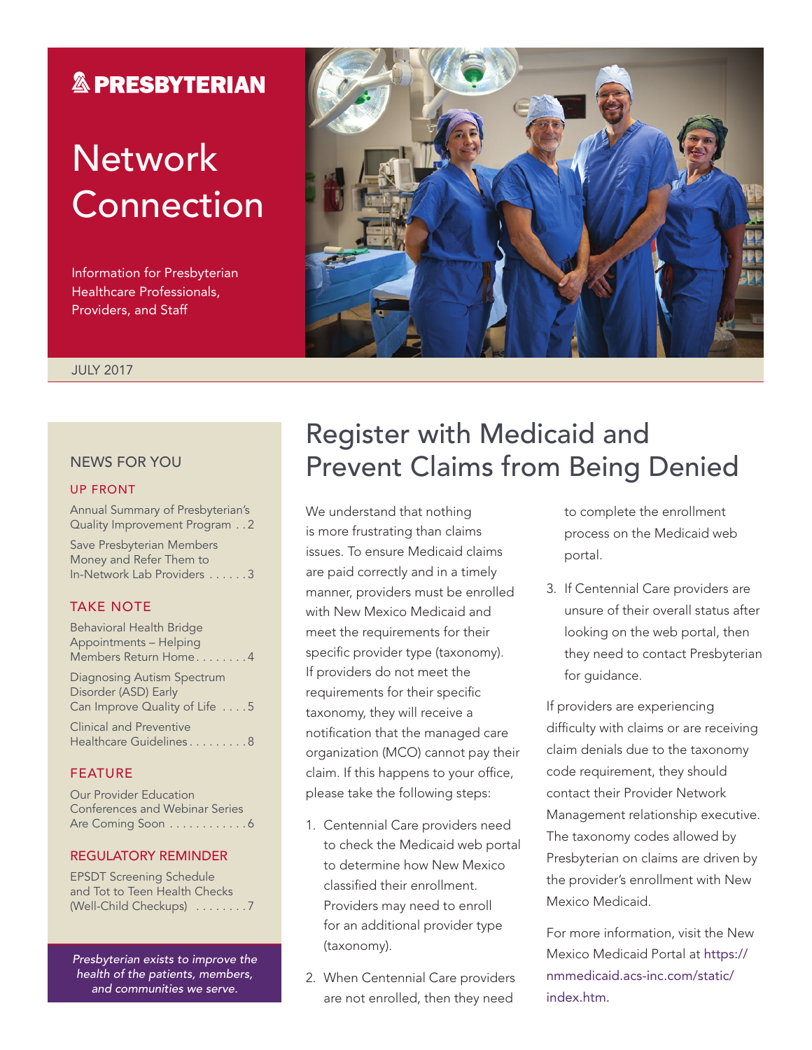# Presbyterian

# Network Connection

Information for Presbyterian Healthcare Professionals, Providers, and Staff

JULY 2017

## NEWS FOR YOU

### UP FRONT

Annual Summary of Presbyterian's Quality Improvement Program . . 2

Save Presbyterian Members Money and Refer Them to In-Network Lab Providers . . . . . . 3

### TAKE NOTE

Behavioral Health Bridge Appointments – Helping Members Return Home. . . . . . . . 4

Diagnosing Autism Spectrum Disorder (ASD) Early Can Improve Quality of Life . . . . 5

Clinical and Preventive Healthcare Guidelines . . . . . . . . . 8

### FEATURE

Our Provider Education Conferences and Webinar Series Are Coming Soon . . . . . . . . . . . . 6

### REGULATORY REMINDER

EPSDT Screening Schedule and Tot to Teen Health Checks (Well-Child Checkups) . . . . . . . . 7

*Presbyterian exists to improve the health of the patients, members, and communities we serve.*

# Register with Medicaid and Prevent Claims from Being Denied

We understand that nothing is more frustrating than claims issues. To ensure Medicaid claims are paid correctly and in a timely manner, providers must be enrolled with New Mexico Medicaid and meet the requirements for their specific provider type (taxonomy). If providers do not meet the requirements for their specific taxonomy, they will receive a notification that the managed care organization (MCO) cannot pay their claim. If this happens to your office, please take the following steps:

1. Centennial Care providers need to check the Medicaid web portal to determine how New Mexico classified their enrollment. Providers may need to enroll for an additional provider type (taxonomy).
2. When Centennial Care providers are not enrolled, then they need to complete the enrollment process on the Medicaid web portal.
3. If Centennial Care providers are unsure of their overall status after looking on the web portal, then they need to contact Presbyterian for guidance.

If providers are experiencing difficulty with claims or are receiving claim denials due to the taxonomy code requirement, they should contact their Provider Network Management relationship executive. The taxonomy codes allowed by Presbyterian on claims are driven by the provider's enrollment with New Mexico Medicaid.

For more information, visit the New Mexico Medicaid Portal at https://nmmedicaid.acs-inc.com/static/index.htm.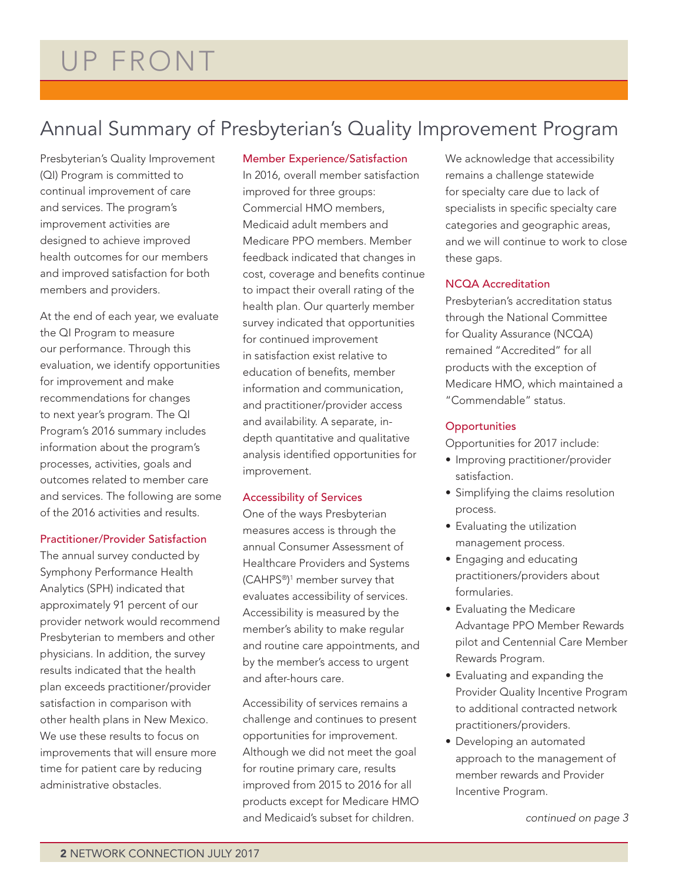# UP FRONT

## Annual Summary of Presbyterian's Quality Improvement Program

Presbyterian's Quality Improvement (QI) Program is committed to continual improvement of care and services. The program's improvement activities are designed to achieve improved health outcomes for our members and improved satisfaction for both members and providers.

At the end of each year, we evaluate the QI Program to measure our performance. Through this evaluation, we identify opportunities for improvement and make recommendations for changes to next year's program. The QI Program's 2016 summary includes information about the program's processes, activities, goals and outcomes related to member care and services. The following are some of the 2016 activities and results.

### Practitioner/Provider Satisfaction

The annual survey conducted by Symphony Performance Health Analytics (SPH) indicated that approximately 91 percent of our provider network would recommend Presbyterian to members and other physicians. In addition, the survey results indicated that the health plan exceeds practitioner/provider satisfaction in comparison with other health plans in New Mexico. We use these results to focus on improvements that will ensure more time for patient care by reducing administrative obstacles.

### Member Experience/Satisfaction

In 2016, overall member satisfaction improved for three groups: Commercial HMO members, Medicaid adult members and Medicare PPO members. Member feedback indicated that changes in cost, coverage and benefits continue to impact their overall rating of the health plan. Our quarterly member survey indicated that opportunities for continued improvement in satisfaction exist relative to education of benefits, member information and communication, and practitioner/provider access and availability. A separate, in-depth quantitative and qualitative analysis identified opportunities for improvement.

### Accessibility of Services

One of the ways Presbyterian measures access is through the annual Consumer Assessment of Healthcare Providers and Systems (CAHPS®)[1] member survey that evaluates accessibility of services. Accessibility is measured by the member's ability to make regular and routine care appointments, and by the member's access to urgent and after-hours care.

Accessibility of services remains a challenge and continues to present opportunities for improvement. Although we did not meet the goal for routine primary care, results improved from 2015 to 2016 for all products except for Medicare HMO and Medicaid's subset for children.

We acknowledge that accessibility remains a challenge statewide for specialty care due to lack of specialists in specific specialty care categories and geographic areas, and we will continue to work to close these gaps.

### NCQA Accreditation

Presbyterian's accreditation status through the National Committee for Quality Assurance (NCQA) remained "Accredited" for all products with the exception of Medicare HMO, which maintained a "Commendable" status.

### Opportunities

Opportunities for 2017 include:

- Improving practitioner/provider satisfaction.
- Simplifying the claims resolution process.
- Evaluating the utilization management process.
- Engaging and educating practitioners/providers about formularies.
- Evaluating the Medicare Advantage PPO Member Rewards pilot and Centennial Care Member Rewards Program.
- Evaluating and expanding the Provider Quality Incentive Program to additional contracted network practitioners/providers.
- Developing an automated approach to the management of member rewards and Provider Incentive Program.

*continued on page 3*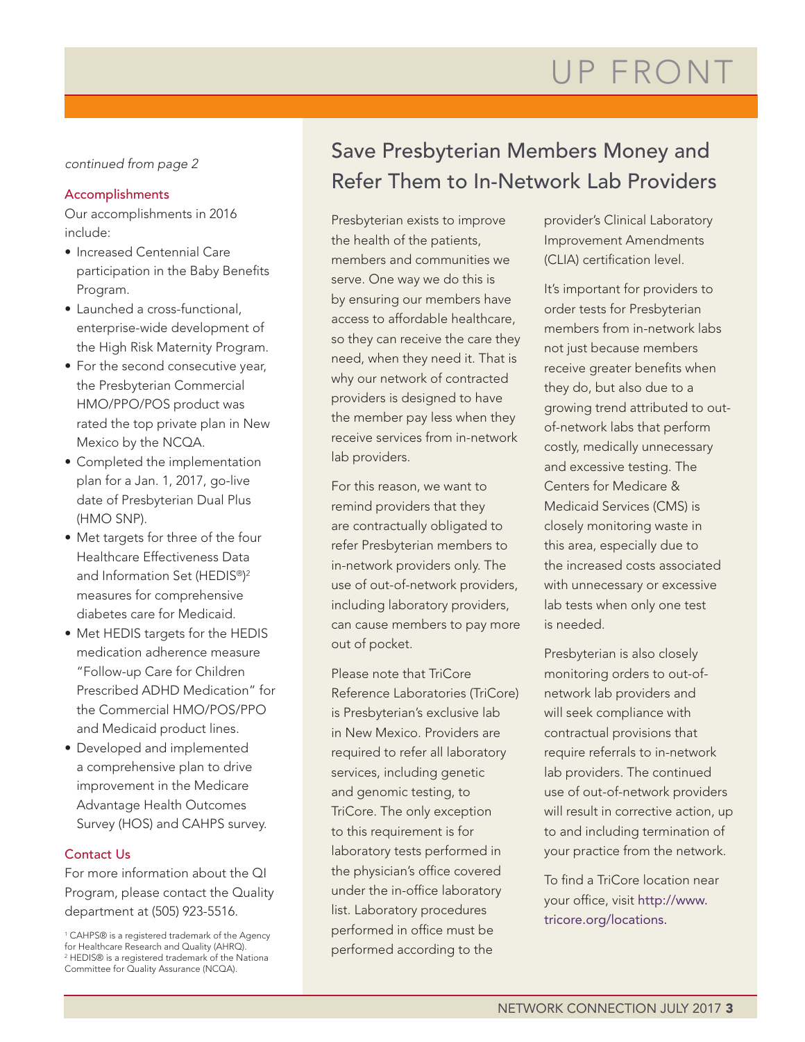*continued from page 2*

### Accomplishments

Our accomplishments in 2016 include:

- Increased Centennial Care participation in the Baby Benefits Program.
- Launched a cross-functional, enterprise-wide development of the High Risk Maternity Program.
- For the second consecutive year, the Presbyterian Commercial HMO/PPO/POS product was rated the top private plan in New Mexico by the NCQA.
- Completed the implementation plan for a Jan. 1, 2017, go-live date of Presbyterian Dual Plus (HMO SNP).
- Met targets for three of the four Healthcare Effectiveness Data and Information Set (HEDIS®)[2] measures for comprehensive diabetes care for Medicaid.
- Met HEDIS targets for the HEDIS medication adherence measure "Follow-up Care for Children Prescribed ADHD Medication" for the Commercial HMO/POS/PPO and Medicaid product lines.
- Developed and implemented a comprehensive plan to drive improvement in the Medicare Advantage Health Outcomes Survey (HOS) and CAHPS survey.

### Contact Us

For more information about the QI Program, please contact the Quality department at (505) 923-5516.

[1] CAHPS® is a registered trademark of the Agency for Healthcare Research and Quality (AHRQ).
[2] HEDIS® is a registered trademark of the Nationa Committee for Quality Assurance (NCQA).

## Save Presbyterian Members Money and Refer Them to In-Network Lab Providers

Presbyterian exists to improve the health of the patients, members and communities we serve. One way we do this is by ensuring our members have access to affordable healthcare, so they can receive the care they need, when they need it. That is why our network of contracted providers is designed to have the member pay less when they receive services from in-network lab providers.

For this reason, we want to remind providers that they are contractually obligated to refer Presbyterian members to in-network providers only. The use of out-of-network providers, including laboratory providers, can cause members to pay more out of pocket.

Please note that TriCore Reference Laboratories (TriCore) is Presbyterian's exclusive lab in New Mexico. Providers are required to refer all laboratory services, including genetic and genomic testing, to TriCore. The only exception to this requirement is for laboratory tests performed in the physician's office covered under the in-office laboratory list. Laboratory procedures performed in office must be performed according to the provider's Clinical Laboratory Improvement Amendments (CLIA) certification level.

It's important for providers to order tests for Presbyterian members from in-network labs not just because members receive greater benefits when they do, but also due to a growing trend attributed to out-of-network labs that perform costly, medically unnecessary and excessive testing. The Centers for Medicare & Medicaid Services (CMS) is closely monitoring waste in this area, especially due to the increased costs associated with unnecessary or excessive lab tests when only one test is needed.

Presbyterian is also closely monitoring orders to out-of-network lab providers and will seek compliance with contractual provisions that require referrals to in-network lab providers. The continued use of out-of-network providers will result in corrective action, up to and including termination of your practice from the network.

To find a TriCore location near your office, visit http://www.tricore.org/locations.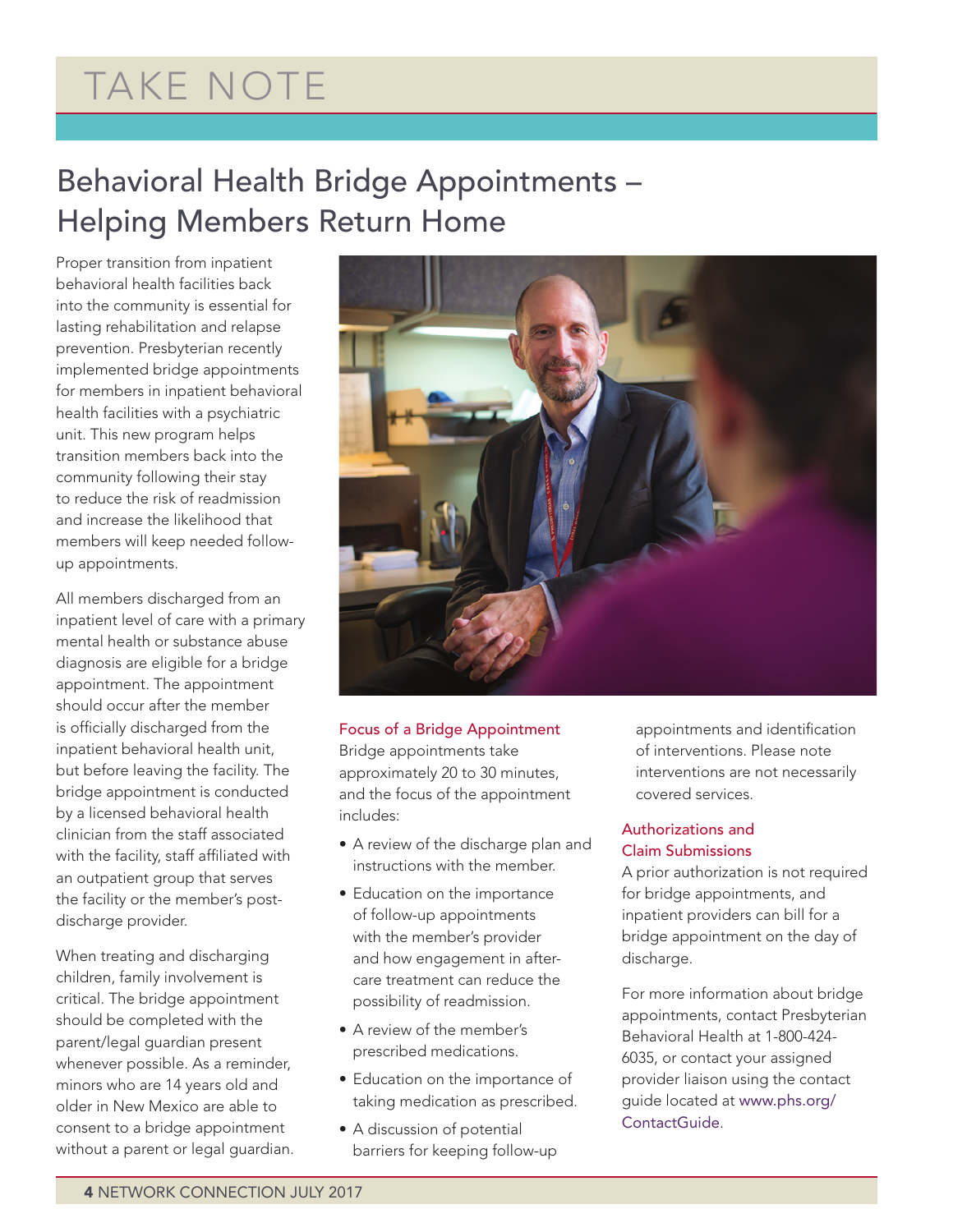# TAKE NOTE

## Behavioral Health Bridge Appointments – Helping Members Return Home

Proper transition from inpatient behavioral health facilities back into the community is essential for lasting rehabilitation and relapse prevention. Presbyterian recently implemented bridge appointments for members in inpatient behavioral health facilities with a psychiatric unit. This new program helps transition members back into the community following their stay to reduce the risk of readmission and increase the likelihood that members will keep needed follow-up appointments.

All members discharged from an inpatient level of care with a primary mental health or substance abuse diagnosis are eligible for a bridge appointment. The appointment should occur after the member is officially discharged from the inpatient behavioral health unit, but before leaving the facility. The bridge appointment is conducted by a licensed behavioral health clinician from the staff associated with the facility, staff affiliated with an outpatient group that serves the facility or the member's post-discharge provider.

When treating and discharging children, family involvement is critical. The bridge appointment should be completed with the parent/legal guardian present whenever possible. As a reminder, minors who are 14 years old and older in New Mexico are able to consent to a bridge appointment without a parent or legal guardian.

### Focus of a Bridge Appointment

Bridge appointments take approximately 20 to 30 minutes, and the focus of the appointment includes:

- A review of the discharge plan and instructions with the member.
- Education on the importance of follow-up appointments with the member's provider and how engagement in after-care treatment can reduce the possibility of readmission.
- A review of the member's prescribed medications.
- Education on the importance of taking medication as prescribed.
- A discussion of potential barriers for keeping follow-up appointments and identification of interventions. Please note interventions are not necessarily covered services.

### Authorizations and Claim Submissions

A prior authorization is not required for bridge appointments, and inpatient providers can bill for a bridge appointment on the day of discharge.

For more information about bridge appointments, contact Presbyterian Behavioral Health at 1-800-424-6035, or contact your assigned provider liaison using the contact guide located at www.phs.org/ContactGuide.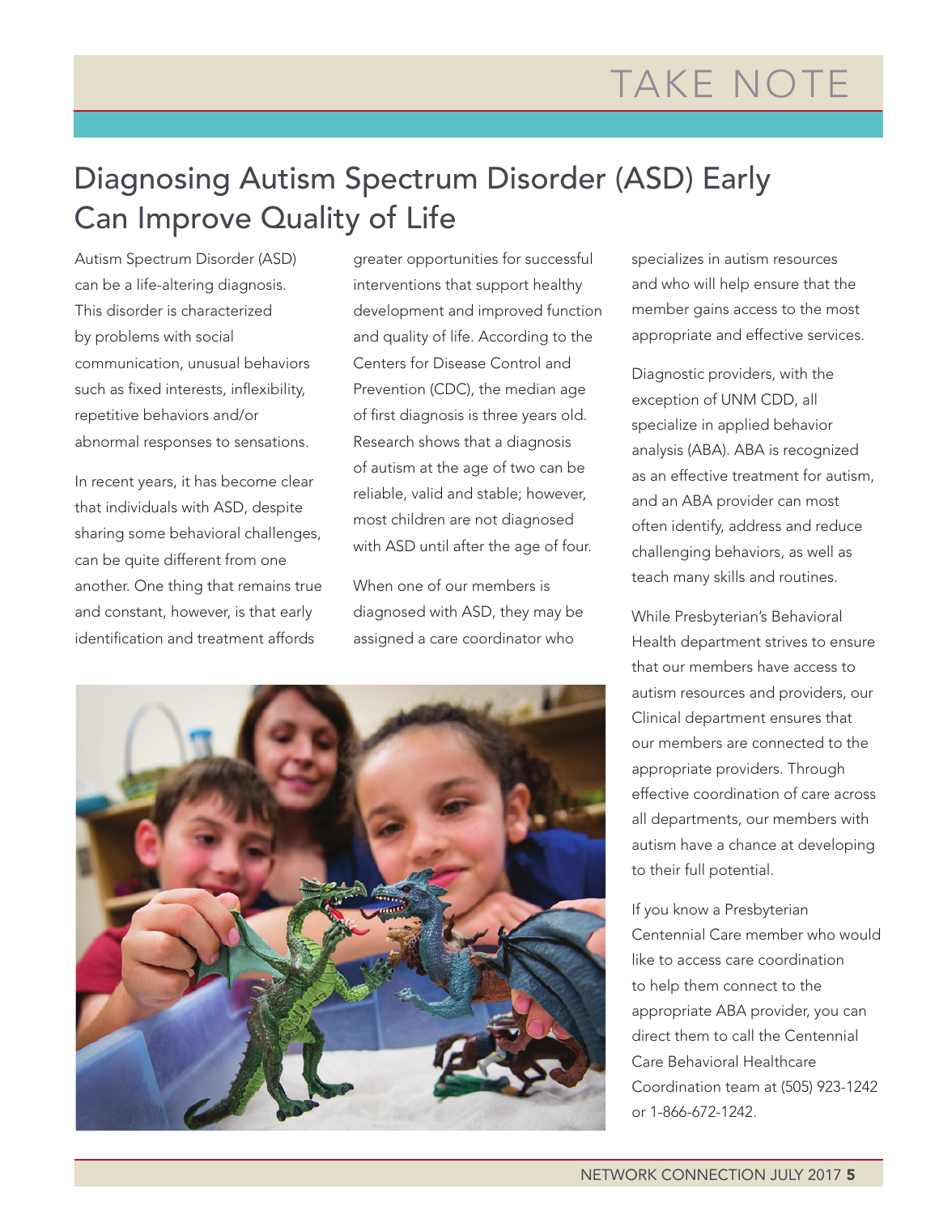# TAKE NOTE

## Diagnosing Autism Spectrum Disorder (ASD) Early Can Improve Quality of Life

Autism Spectrum Disorder (ASD) can be a life-altering diagnosis. This disorder is characterized by problems with social communication, unusual behaviors such as fixed interests, inflexibility, repetitive behaviors and/or abnormal responses to sensations.

In recent years, it has become clear that individuals with ASD, despite sharing some behavioral challenges, can be quite different from one another. One thing that remains true and constant, however, is that early identification and treatment affords greater opportunities for successful interventions that support healthy development and improved function and quality of life. According to the Centers for Disease Control and Prevention (CDC), the median age of first diagnosis is three years old. Research shows that a diagnosis of autism at the age of two can be reliable, valid and stable; however, most children are not diagnosed with ASD until after the age of four.

When one of our members is diagnosed with ASD, they may be assigned a care coordinator who specializes in autism resources and who will help ensure that the member gains access to the most appropriate and effective services.

Diagnostic providers, with the exception of UNM CDD, all specialize in applied behavior analysis (ABA). ABA is recognized as an effective treatment for autism, and an ABA provider can most often identify, address and reduce challenging behaviors, as well as teach many skills and routines.

While Presbyterian's Behavioral Health department strives to ensure that our members have access to autism resources and providers, our Clinical department ensures that our members are connected to the appropriate providers. Through effective coordination of care across all departments, our members with autism have a chance at developing to their full potential.

If you know a Presbyterian Centennial Care member who would like to access care coordination to help them connect to the appropriate ABA provider, you can direct them to call the Centennial Care Behavioral Healthcare Coordination team at (505) 923-1242 or 1-866-672-1242.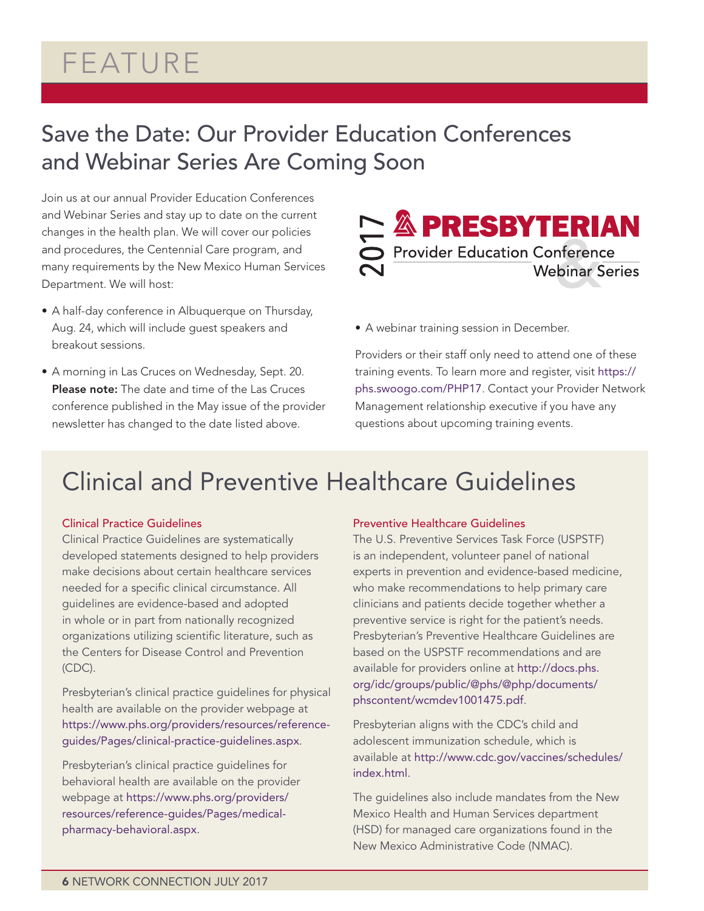# FEATURE

## Save the Date: Our Provider Education Conferences and Webinar Series Are Coming Soon

Join us at our annual Provider Education Conferences and Webinar Series and stay up to date on the current changes in the health plan. We will cover our policies and procedures, the Centennial Care program, and many requirements by the New Mexico Human Services Department. We will host:

- A half-day conference in Albuquerque on Thursday, Aug. 24, which will include guest speakers and breakout sessions.
- A morning in Las Cruces on Wednesday, Sept. 20. **Please note:** The date and time of the Las Cruces conference published in the May issue of the provider newsletter has changed to the date listed above.

2017 PRESBYTERIAN Provider Education Conference & Webinar Series

- A webinar training session in December.

Providers or their staff only need to attend one of these training events. To learn more and register, visit https://phs.swoogo.com/PHP17. Contact your Provider Network Management relationship executive if you have any questions about upcoming training events.

## Clinical and Preventive Healthcare Guidelines

### Clinical Practice Guidelines

Clinical Practice Guidelines are systematically developed statements designed to help providers make decisions about certain healthcare services needed for a specific clinical circumstance. All guidelines are evidence-based and adopted in whole or in part from nationally recognized organizations utilizing scientific literature, such as the Centers for Disease Control and Prevention (CDC).

Presbyterian's clinical practice guidelines for physical health are available on the provider webpage at https://www.phs.org/providers/resources/reference-guides/Pages/clinical-practice-guidelines.aspx.

Presbyterian's clinical practice guidelines for behavioral health are available on the provider webpage at https://www.phs.org/providers/resources/reference-guides/Pages/medical-pharmacy-behavioral.aspx.

### Preventive Healthcare Guidelines

The U.S. Preventive Services Task Force (USPSTF) is an independent, volunteer panel of national experts in prevention and evidence-based medicine, who make recommendations to help primary care clinicians and patients decide together whether a preventive service is right for the patient's needs. Presbyterian's Preventive Healthcare Guidelines are based on the USPSTF recommendations and are available for providers online at http://docs.phs.org/idc/groups/public/@phs/@php/documents/phscontent/wcmdev1001475.pdf.

Presbyterian aligns with the CDC's child and adolescent immunization schedule, which is available at http://www.cdc.gov/vaccines/schedules/index.html.

The guidelines also include mandates from the New Mexico Health and Human Services department (HSD) for managed care organizations found in the New Mexico Administrative Code (NMAC).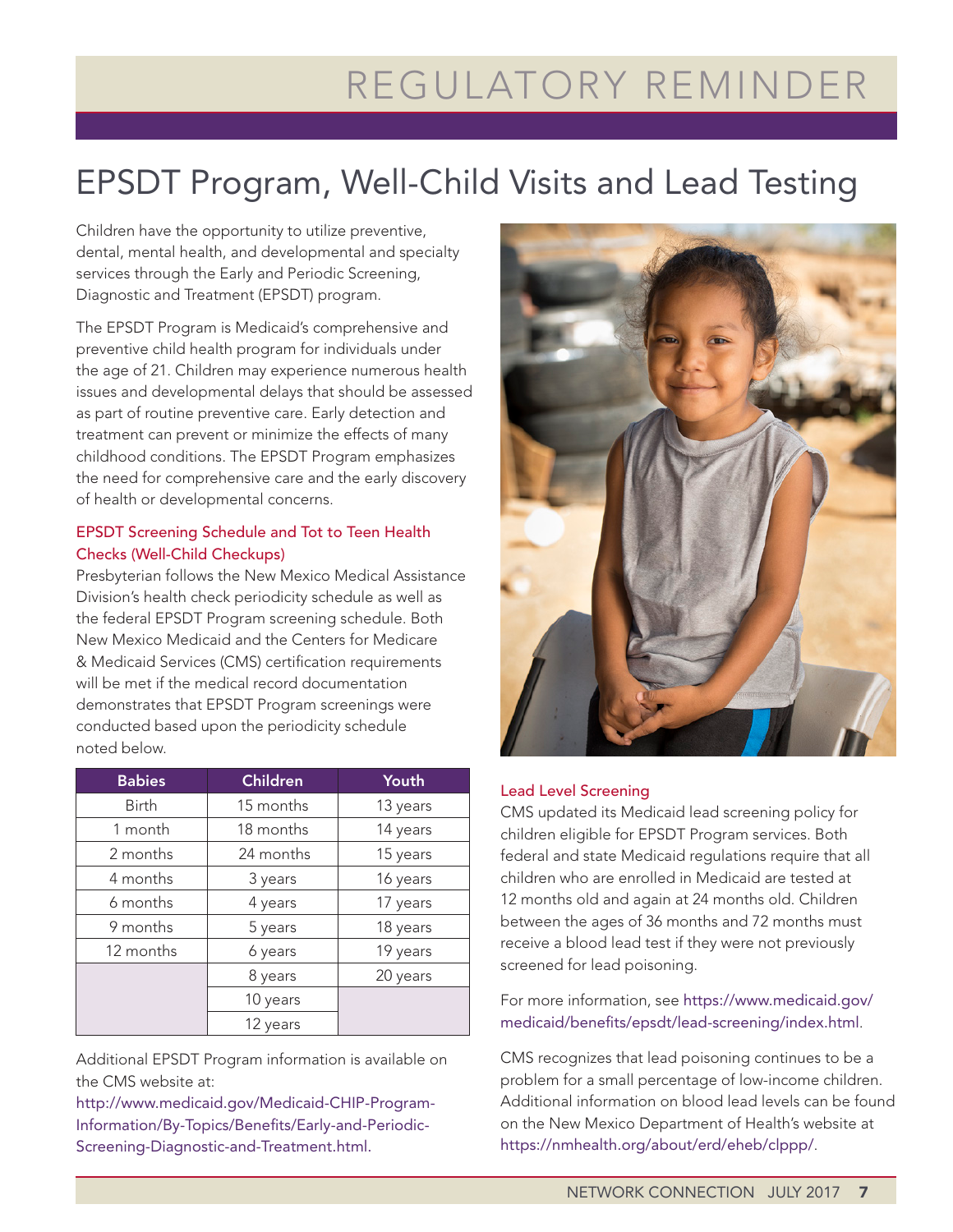# REGULATORY REMINDER

## EPSDT Program, Well-Child Visits and Lead Testing

Children have the opportunity to utilize preventive, dental, mental health, and developmental and specialty services through the Early and Periodic Screening, Diagnostic and Treatment (EPSDT) program.

The EPSDT Program is Medicaid's comprehensive and preventive child health program for individuals under the age of 21. Children may experience numerous health issues and developmental delays that should be assessed as part of routine preventive care. Early detection and treatment can prevent or minimize the effects of many childhood conditions. The EPSDT Program emphasizes the need for comprehensive care and the early discovery of health or developmental concerns.

### EPSDT Screening Schedule and Tot to Teen Health Checks (Well-Child Checkups)

Presbyterian follows the New Mexico Medical Assistance Division's health check periodicity schedule as well as the federal EPSDT Program screening schedule. Both New Mexico Medicaid and the Centers for Medicare & Medicaid Services (CMS) certification requirements will be met if the medical record documentation demonstrates that EPSDT Program screenings were conducted based upon the periodicity schedule noted below.

| Babies | Children | Youth |
|---|---|---|
| Birth | 15 months | 13 years |
| 1 month | 18 months | 14 years |
| 2 months | 24 months | 15 years |
| 4 months | 3 years | 16 years |
| 6 months | 4 years | 17 years |
| 9 months | 5 years | 18 years |
| 12 months | 6 years | 19 years |
| | 8 years | 20 years |
| | 10 years | |
| | 12 years | |

Additional EPSDT Program information is available on the CMS website at: http://www.medicaid.gov/Medicaid-CHIP-Program-Information/By-Topics/Benefits/Early-and-Periodic-Screening-Diagnostic-and-Treatment.html.

### Lead Level Screening

CMS updated its Medicaid lead screening policy for children eligible for EPSDT Program services. Both federal and state Medicaid regulations require that all children who are enrolled in Medicaid are tested at 12 months old and again at 24 months old. Children between the ages of 36 months and 72 months must receive a blood lead test if they were not previously screened for lead poisoning.

For more information, see https://www.medicaid.gov/medicaid/benefits/epsdt/lead-screening/index.html.

CMS recognizes that lead poisoning continues to be a problem for a small percentage of low-income children. Additional information on blood lead levels can be found on the New Mexico Department of Health's website at https://nmhealth.org/about/erd/eheb/clppp/.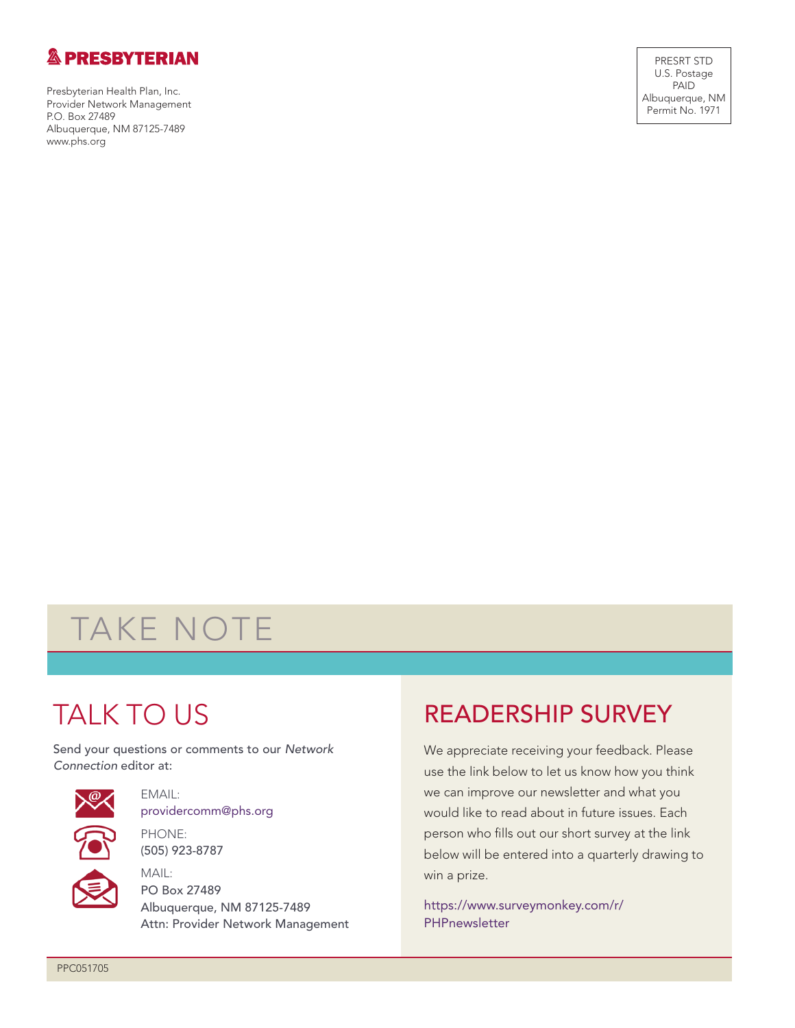**PRESBYTERIAN**

Presbyterian Health Plan, Inc.
Provider Network Management
P.O. Box 27489
Albuquerque, NM 87125-7489
www.phs.org

PRESRT STD
U.S. Postage
PAID
Albuquerque, NM
Permit No. 1971

# TAKE NOTE

## TALK TO US

Send your questions or comments to our *Network Connection* editor at:

EMAIL:
providercomm@phs.org

PHONE:
(505) 923-8787

MAIL:
PO Box 27489
Albuquerque, NM 87125-7489
Attn: Provider Network Management

## READERSHIP SURVEY

We appreciate receiving your feedback. Please use the link below to let us know how you think we can improve our newsletter and what you would like to read about in future issues. Each person who fills out our short survey at the link below will be entered into a quarterly drawing to win a prize.

https://www.surveymonkey.com/r/PHPnewsletter

PPC051705